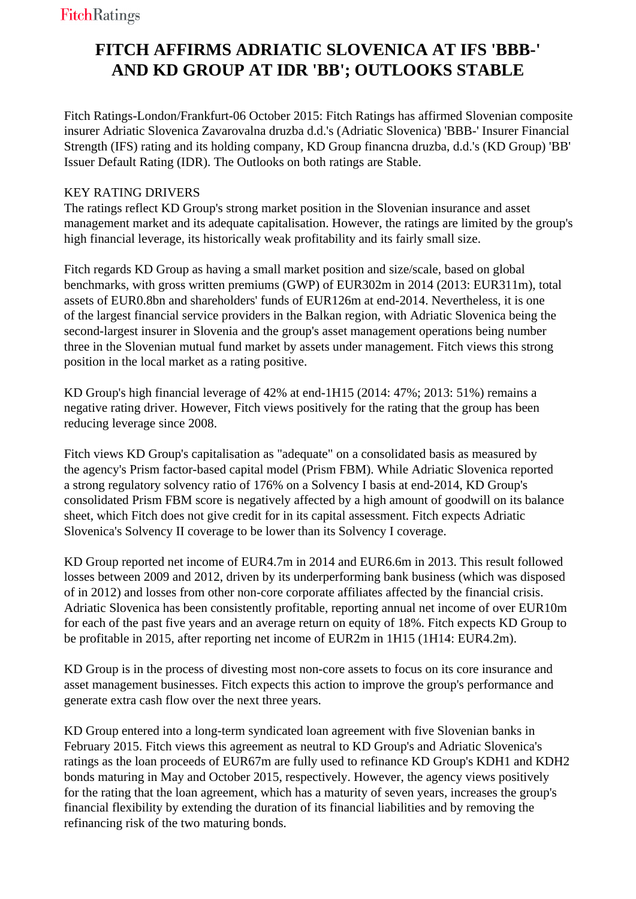# FITCH AFFIRMS ADRIATIC SLOVENICA AT IFS 'BBB-' AND KD GROUP AT IDR 'BB'; OUTLOOKS STABLE

Fitch Ratings-London/Frankfurt-06 October 2015: Fitch Ratings has affirmed Slovenian composite insurer Adriatic Slovenica Zavarovalna druzba d.d.'s (Adriatic Slovenica) 'BBB-' Insurer Financial Strength (IFS) rating and its holding company, KD Group financna druzba, d.d.'s (KD Group) 'BB' Issuer Default Rating (IDR). The Outlooks on both ratings are Stable.

KEY RATING DRIVERS

The ratings reflect KD Group's strong market position in the Slovenian insurance and asset management market and its adequate capitalisation. However, the ratings are limited by the group's high financial leverage, its historically weak profitability and its fairly small size.

Fitch regards KD Group as having a small market position and size/scale, based on global benchmarks, with gross written premiums (GWP) of EUR302m in 2014 (2013: EUR311m), total assets of EUR0.8bn and shareholders' funds of EUR126m at end-2014. Nevertheless, it is one of the largest financial service providers in the Balkan region, with Adriatic Slovenica being the second-largest insurer in Slovenia and the group's asset management operations being number three in the Slovenian mutual fund market by assets under management. Fitch views this strong position in the local market as a rating positive.

KD Group's high financial leverage of 42% at end-1H15 (2014: 47%; 2013: 51%) remains a negative rating driver. However, Fitch views positively for the rating that the group has been reducing leverage since 2008.

Fitch views KD Group's capitalisation as "adequate" on a consolidated basis as measured by the agency's Prism factor-based capital model (Prism FBM). While Adriatic Slovenica reported a strong regulatory solvency ratio of 176% on a Solvency I basis at end-2014, KD Group's consolidated Prism FBM score is negatively affected by a high amount of goodwill on its balance sheet, which Fitch does not give credit for in its capital assessment. Fitch expects Adriatic Slovenica's Solvency II coverage to be lower than its Solvency I coverage.

KD Group reported net income of EUR4.7m in 2014 and EUR6.6m in 2013. This result followed losses between 2009 and 2012, driven by its underperforming bank business (which was disposed of in 2012) and losses from other non-core corporate affiliates affected by the financial crisis. Adriatic Slovenica has been consistently profitable, reporting annual net income of over EUR10m for each of the past five years and an average return on equity of 18%. Fitch expects KD Group to be profitable in 2015, after reporting net income of EUR2m in 1H15 (1H14: EUR4.2m).

KD Group is in the process of divesting most non-core assets to focus on its core insurance and asset management businesses. Fitch expects this action to improve the group's performance and generate extra cash flow over the next three years.

KD Group entered into a long-term syndicated loan agreement with five Slovenian banks in February 2015. Fitch views this agreement as neutral to KD Group's and Adriatic Slovenica's ratings as the loan proceeds of EUR67m are fully used to refinance KD Group's KDH1 and KDH2 bonds maturing in May and October 2015, respectively. However, the agency views positively for the rating that the loan agreement, which has a maturity of seven years, increases the group's financial flexibility by extending the duration of its financial liabilities and by removing the refinancing risk of the two maturing bonds.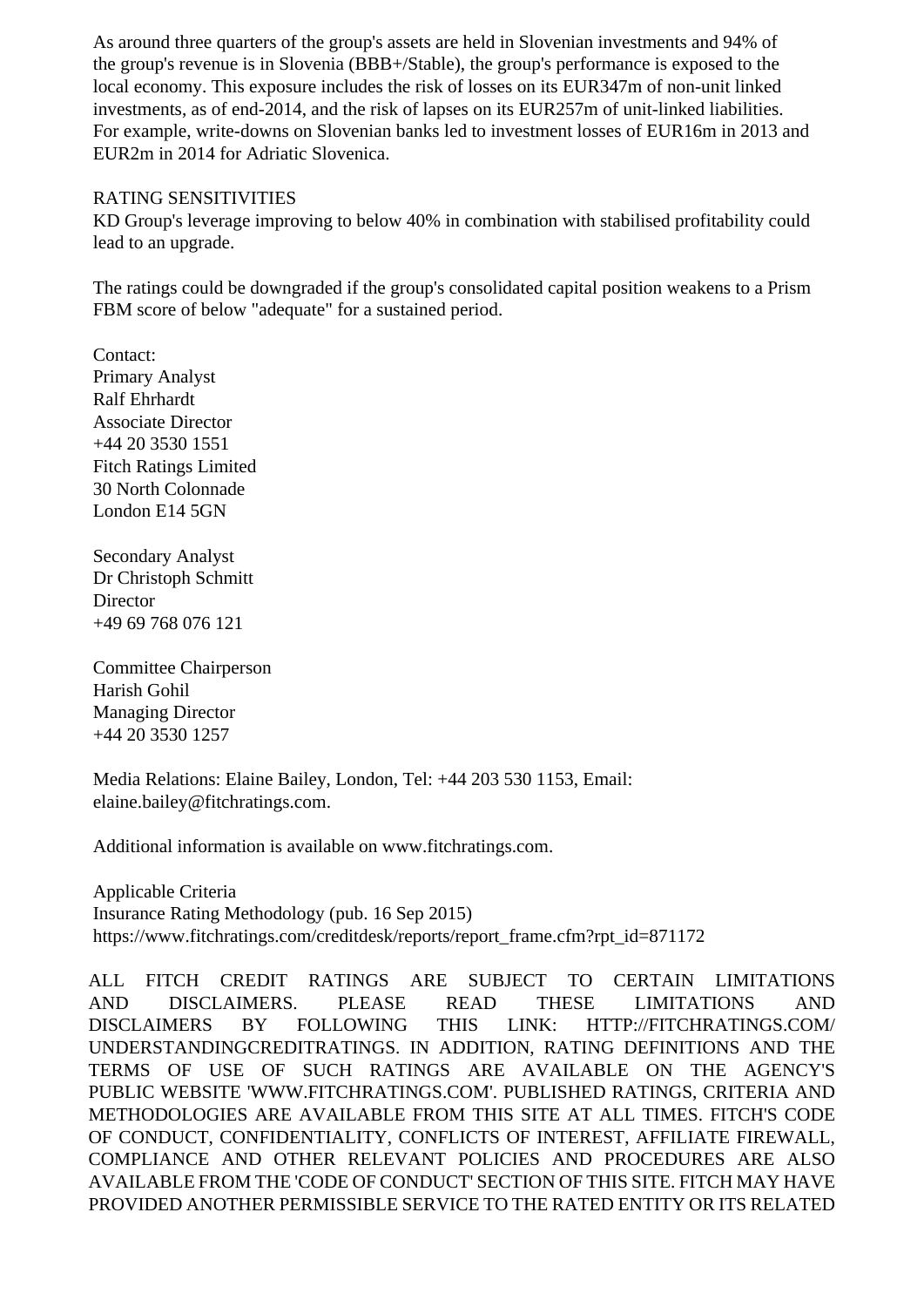As around three quarters of the group's assets are held in Slovenian investments and 94% of the group's revenue is in Slovenia (BBB+/Stable), the group's performance is exposed to the local economy. This exposure includes the risk of losses on its EUR347m of non-unit linked investments, as of end-2014, and the risk of lapses on its EUR257m of unit-linked liabilities. For example, write-downs on Slovenian banks led to investment losses of EUR16m in 2013 and EUR2m in 2014 for Adriatic Slovenica.

RATING SENSITIVITIES

KD Group's leverage improving to below 40% in combination with stabilised profitability could lead to an upgrade.

The ratings could be downgraded if the group's consolidated capital position weakens to a Prism FBM score of below "adequate" for a sustained period.

Contact:

Primary Analyst
Ralf Ehrhardt
Associate Director
+44 20 3530 1551
Fitch Ratings Limited
30 North Colonnade
London E14 5GN

Secondary Analyst
Dr Christoph Schmitt
Director
+49 69 768 076 121

Committee Chairperson
Harish Gohil
Managing Director
+44 20 3530 1257

Media Relations: Elaine Bailey, London, Tel: +44 203 530 1153, Email: elaine.bailey@fitchratings.com.

Additional information is available on www.fitchratings.com.

Applicable Criteria
Insurance Rating Methodology (pub. 16 Sep 2015)
https://www.fitchratings.com/creditdesk/reports/report_frame.cfm?rpt_id=871172

ALL FITCH CREDIT RATINGS ARE SUBJECT TO CERTAIN LIMITATIONS AND DISCLAIMERS. PLEASE READ THESE LIMITATIONS AND DISCLAIMERS BY FOLLOWING THIS LINK: HTTP://FITCHRATINGS.COM/UNDERSTANDINGCREDITRATINGS. IN ADDITION, RATING DEFINITIONS AND THE TERMS OF USE OF SUCH RATINGS ARE AVAILABLE ON THE AGENCY'S PUBLIC WEBSITE 'WWW.FITCHRATINGS.COM'. PUBLISHED RATINGS, CRITERIA AND METHODOLOGIES ARE AVAILABLE FROM THIS SITE AT ALL TIMES. FITCH'S CODE OF CONDUCT, CONFIDENTIALITY, CONFLICTS OF INTEREST, AFFILIATE FIREWALL, COMPLIANCE AND OTHER RELEVANT POLICIES AND PROCEDURES ARE ALSO AVAILABLE FROM THE 'CODE OF CONDUCT' SECTION OF THIS SITE. FITCH MAY HAVE PROVIDED ANOTHER PERMISSIBLE SERVICE TO THE RATED ENTITY OR ITS RELATED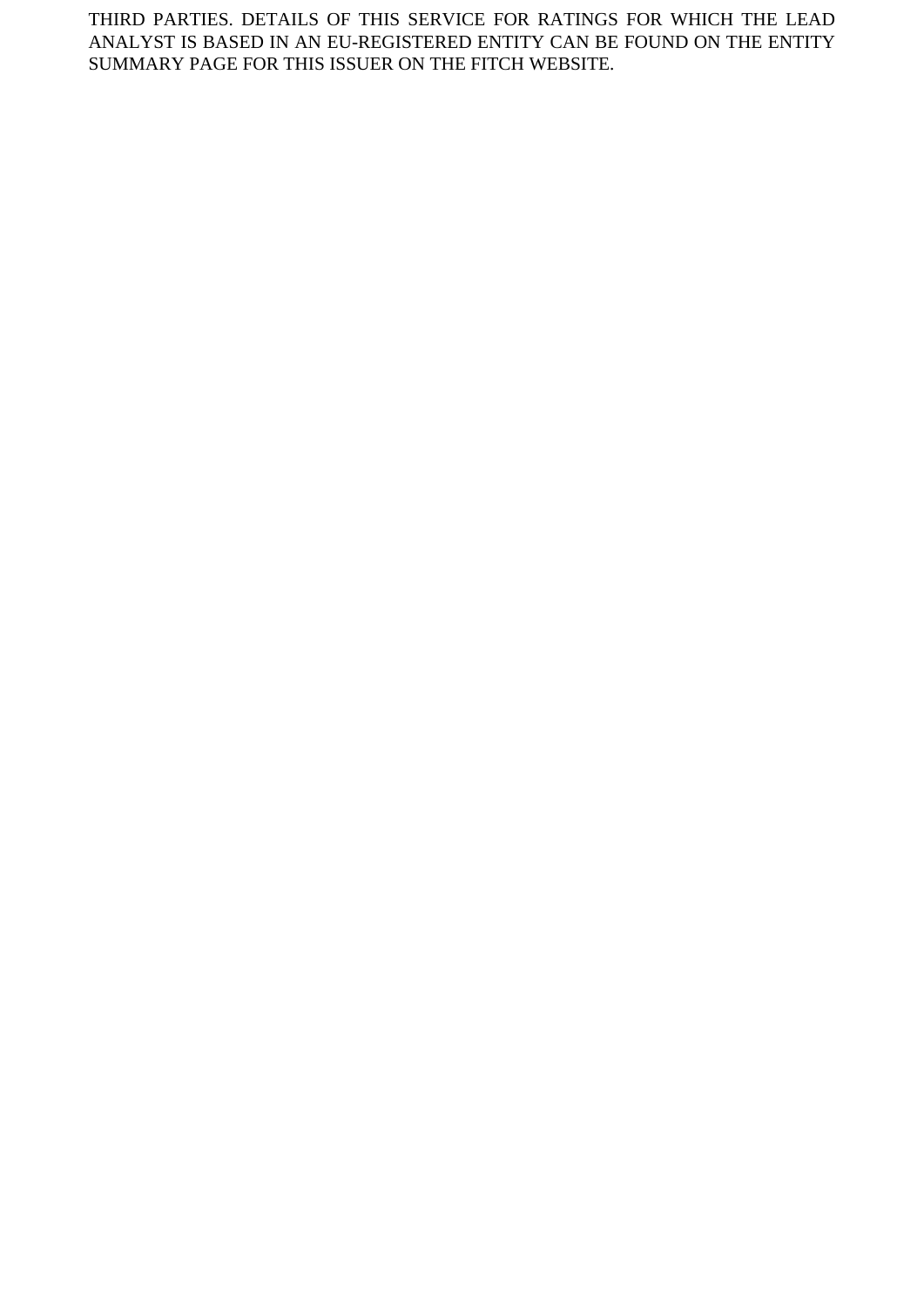THIRD PARTIES. DETAILS OF THIS SERVICE FOR RATINGS FOR WHICH THE LEAD ANALYST IS BASED IN AN EU-REGISTERED ENTITY CAN BE FOUND ON THE ENTITY SUMMARY PAGE FOR THIS ISSUER ON THE FITCH WEBSITE.